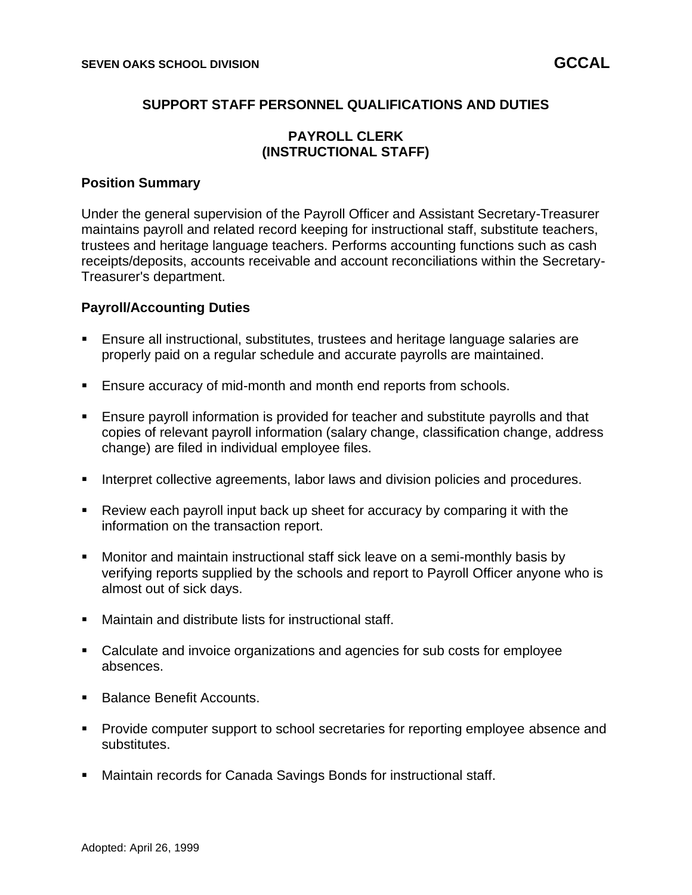SEVEN OAKS SCHOOL DIVISION **GCCAL**

## SUPPORT STAFF PERSONNEL QUALIFICATIONS AND DUTIES

## PAYROLL CLERK
## (INSTRUCTIONAL STAFF)

### Position Summary

Under the general supervision of the Payroll Officer and Assistant Secretary-Treasurer maintains payroll and related record keeping for instructional staff, substitute teachers, trustees and heritage language teachers. Performs accounting functions such as cash receipts/deposits, accounts receivable and account reconciliations within the Secretary-Treasurer's department.

### Payroll/Accounting Duties

- Ensure all instructional, substitutes, trustees and heritage language salaries are properly paid on a regular schedule and accurate payrolls are maintained.
- Ensure accuracy of mid-month and month end reports from schools.
- Ensure payroll information is provided for teacher and substitute payrolls and that copies of relevant payroll information (salary change, classification change, address change) are filed in individual employee files.
- Interpret collective agreements, labor laws and division policies and procedures.
- Review each payroll input back up sheet for accuracy by comparing it with the information on the transaction report.
- Monitor and maintain instructional staff sick leave on a semi-monthly basis by verifying reports supplied by the schools and report to Payroll Officer anyone who is almost out of sick days.
- Maintain and distribute lists for instructional staff.
- Calculate and invoice organizations and agencies for sub costs for employee absences.
- Balance Benefit Accounts.
- Provide computer support to school secretaries for reporting employee absence and substitutes.
- Maintain records for Canada Savings Bonds for instructional staff.

Adopted: April 26, 1999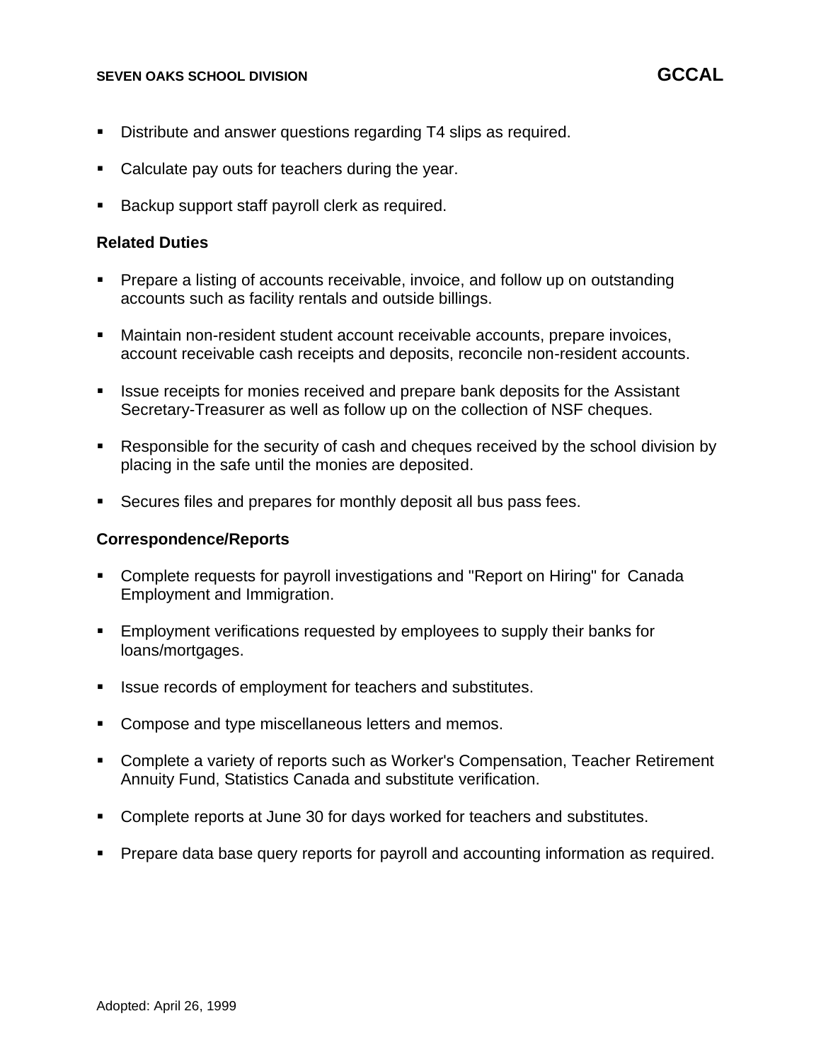- Distribute and answer questions regarding T4 slips as required.
- Calculate pay outs for teachers during the year.
- Backup support staff payroll clerk as required.

**Related Duties**

- Prepare a listing of accounts receivable, invoice, and follow up on outstanding accounts such as facility rentals and outside billings.
- Maintain non-resident student account receivable accounts, prepare invoices, account receivable cash receipts and deposits, reconcile non-resident accounts.
- Issue receipts for monies received and prepare bank deposits for the Assistant Secretary-Treasurer as well as follow up on the collection of NSF cheques.
- Responsible for the security of cash and cheques received by the school division by placing in the safe until the monies are deposited.
- Secures files and prepares for monthly deposit all bus pass fees.

**Correspondence/Reports**

- Complete requests for payroll investigations and "Report on Hiring" for Canada Employment and Immigration.
- Employment verifications requested by employees to supply their banks for loans/mortgages.
- Issue records of employment for teachers and substitutes.
- Compose and type miscellaneous letters and memos.
- Complete a variety of reports such as Worker's Compensation, Teacher Retirement Annuity Fund, Statistics Canada and substitute verification.
- Complete reports at June 30 for days worked for teachers and substitutes.
- Prepare data base query reports for payroll and accounting information as required.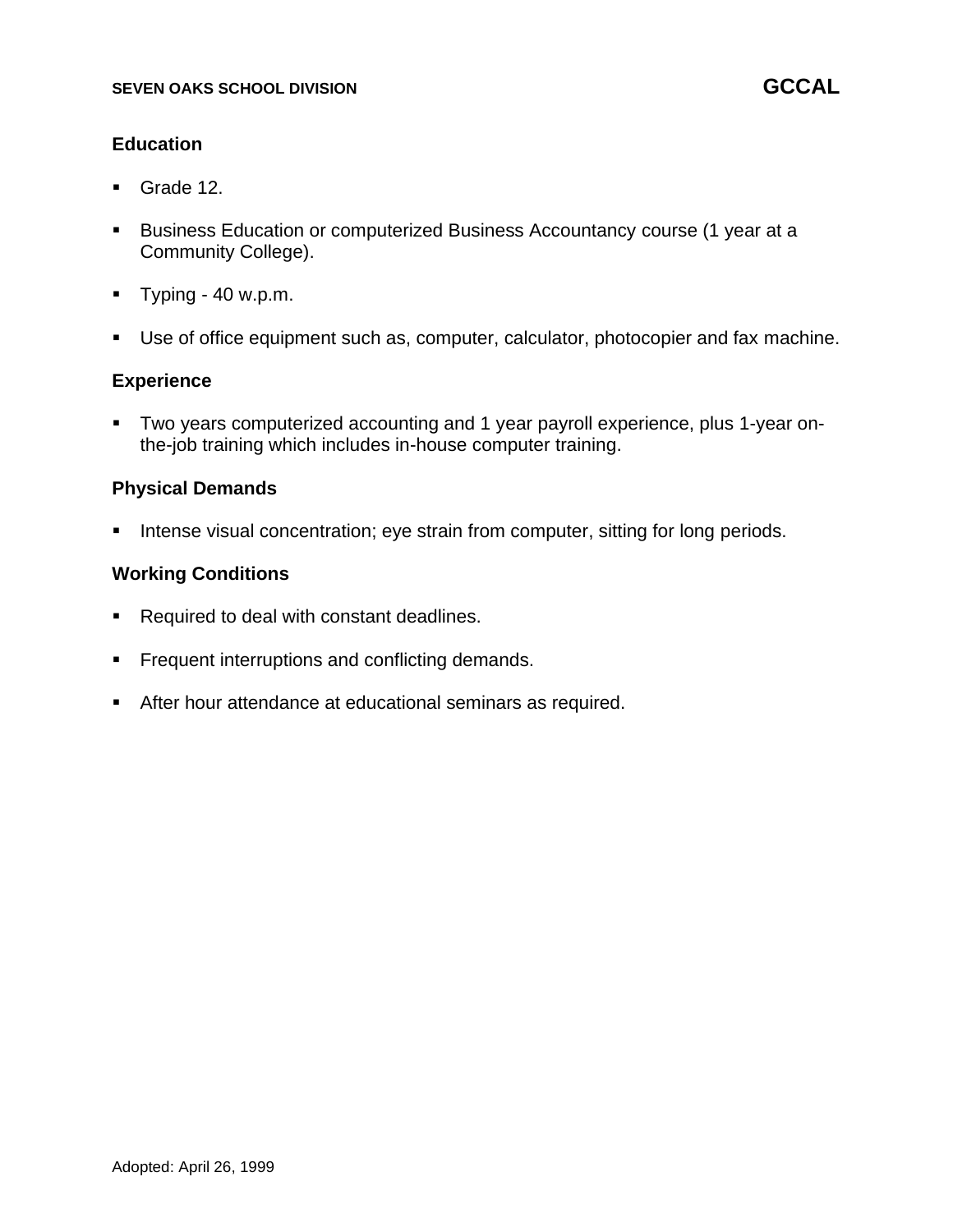## Education

- Grade 12.
- Business Education or computerized Business Accountancy course (1 year at a Community College).
- Typing - 40 w.p.m.
- Use of office equipment such as, computer, calculator, photocopier and fax machine.

## Experience

- Two years computerized accounting and 1 year payroll experience, plus 1-year on-the-job training which includes in-house computer training.

## Physical Demands

- Intense visual concentration; eye strain from computer, sitting for long periods.

## Working Conditions

- Required to deal with constant deadlines.
- Frequent interruptions and conflicting demands.
- After hour attendance at educational seminars as required.

Adopted: April 26, 1999